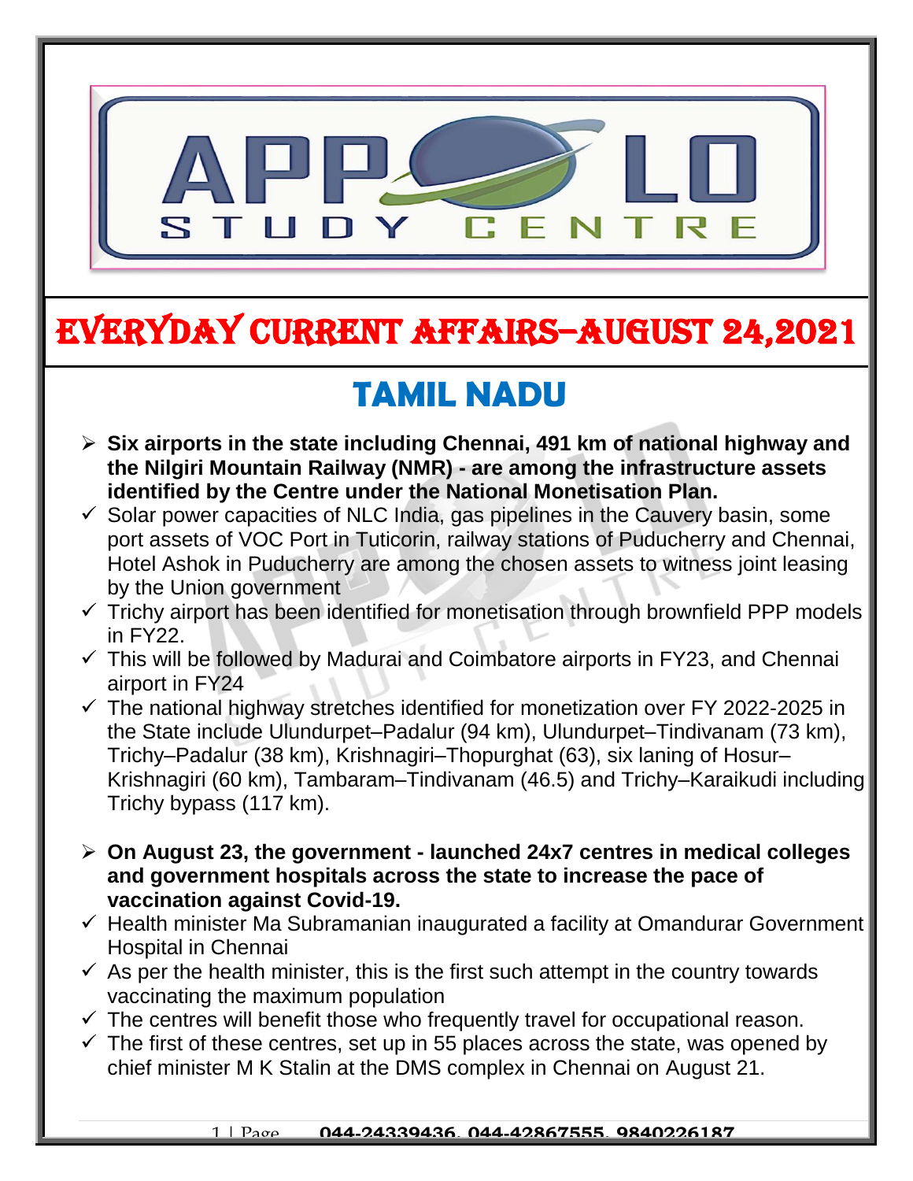# EVERYDAY CURRENT AFFAIRS–AUGUST 24,2021

## TAMIL NADU

- **Six airports in the state including Chennai, 491 km of national highway and the Nilgiri Mountain Railway (NMR) - are among the infrastructure assets identified by the Centre under the National Monetisation Plan.**
  - ✓ Solar power capacities of NLC India, gas pipelines in the Cauvery basin, some port assets of VOC Port in Tuticorin, railway stations of Puducherry and Chennai, Hotel Ashok in Puducherry are among the chosen assets to witness joint leasing by the Union government
  - ✓ Trichy airport has been identified for monetisation through brownfield PPP models in FY22.
  - ✓ This will be followed by Madurai and Coimbatore airports in FY23, and Chennai airport in FY24
  - ✓ The national highway stretches identified for monetization over FY 2022-2025 in the State include Ulundurpet–Padalur (94 km), Ulundurpet–Tindivanam (73 km), Trichy–Padalur (38 km), Krishnagiri–Thopurghat (63), six laning of Hosur–Krishnagiri (60 km), Tambaram–Tindivanam (46.5) and Trichy–Karaikudi including Trichy bypass (117 km).

- **On August 23, the government - launched 24x7 centres in medical colleges and government hospitals across the state to increase the pace of vaccination against Covid-19.**
  - ✓ Health minister Ma Subramanian inaugurated a facility at Omandurar Government Hospital in Chennai
  - ✓ As per the health minister, this is the first such attempt in the country towards vaccinating the maximum population
  - ✓ The centres will benefit those who frequently travel for occupational reason.
  - ✓ The first of these centres, set up in 55 places across the state, was opened by chief minister M K Stalin at the DMS complex in Chennai on August 21.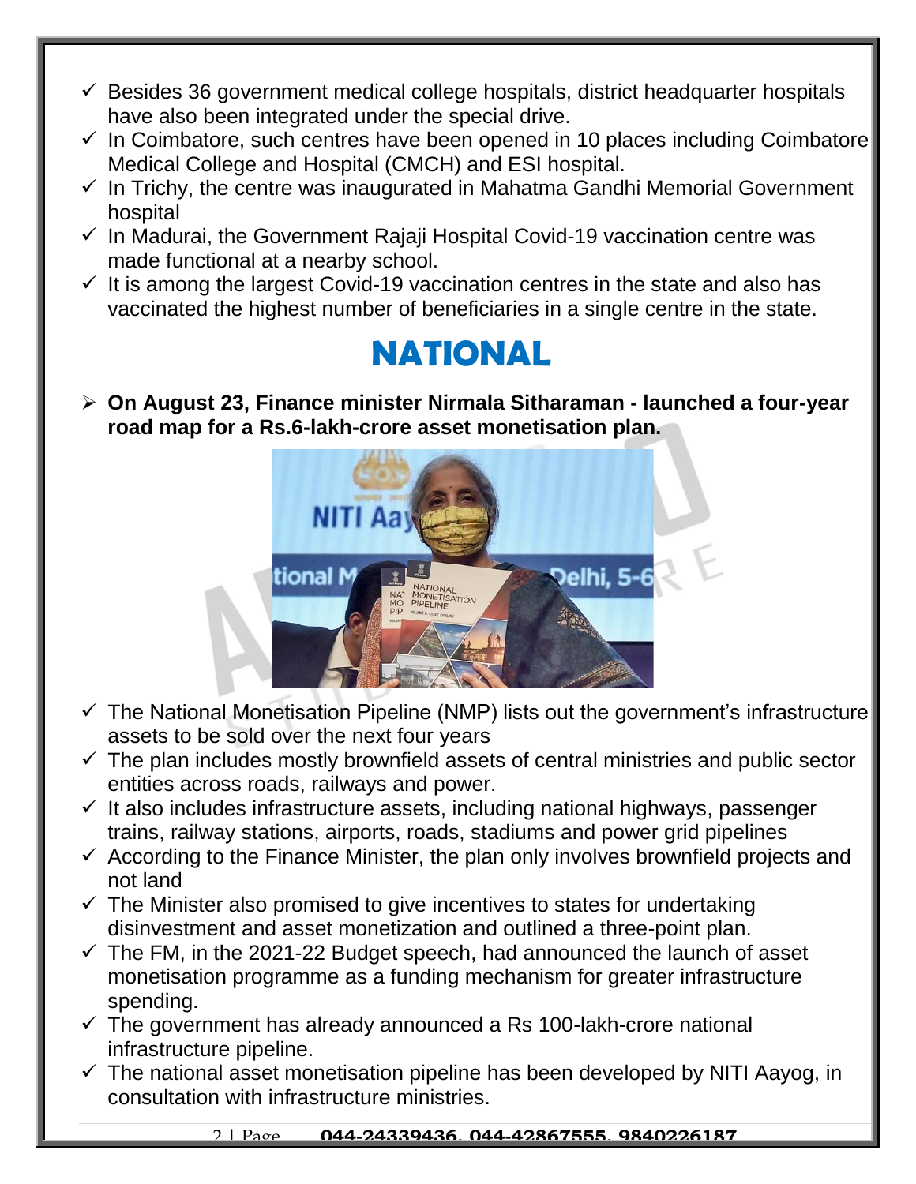- ✓ Besides 36 government medical college hospitals, district headquarter hospitals have also been integrated under the special drive.
- ✓ In Coimbatore, such centres have been opened in 10 places including Coimbatore Medical College and Hospital (CMCH) and ESI hospital.
- ✓ In Trichy, the centre was inaugurated in Mahatma Gandhi Memorial Government hospital
- ✓ In Madurai, the Government Rajaji Hospital Covid-19 vaccination centre was made functional at a nearby school.
- ✓ It is among the largest Covid-19 vaccination centres in the state and also has vaccinated the highest number of beneficiaries in a single centre in the state.

# NATIONAL

- **On August 23, Finance minister Nirmala Sitharaman - launched a four-year road map for a Rs.6-lakh-crore asset monetisation plan.**

- ✓ The National Monetisation Pipeline (NMP) lists out the government's infrastructure assets to be sold over the next four years
- ✓ The plan includes mostly brownfield assets of central ministries and public sector entities across roads, railways and power.
- ✓ It also includes infrastructure assets, including national highways, passenger trains, railway stations, airports, roads, stadiums and power grid pipelines
- ✓ According to the Finance Minister, the plan only involves brownfield projects and not land
- ✓ The Minister also promised to give incentives to states for undertaking disinvestment and asset monetization and outlined a three-point plan.
- ✓ The FM, in the 2021-22 Budget speech, had announced the launch of asset monetisation programme as a funding mechanism for greater infrastructure spending.
- ✓ The government has already announced a Rs 100-lakh-crore national infrastructure pipeline.
- ✓ The national asset monetisation pipeline has been developed by NITI Aayog, in consultation with infrastructure ministries.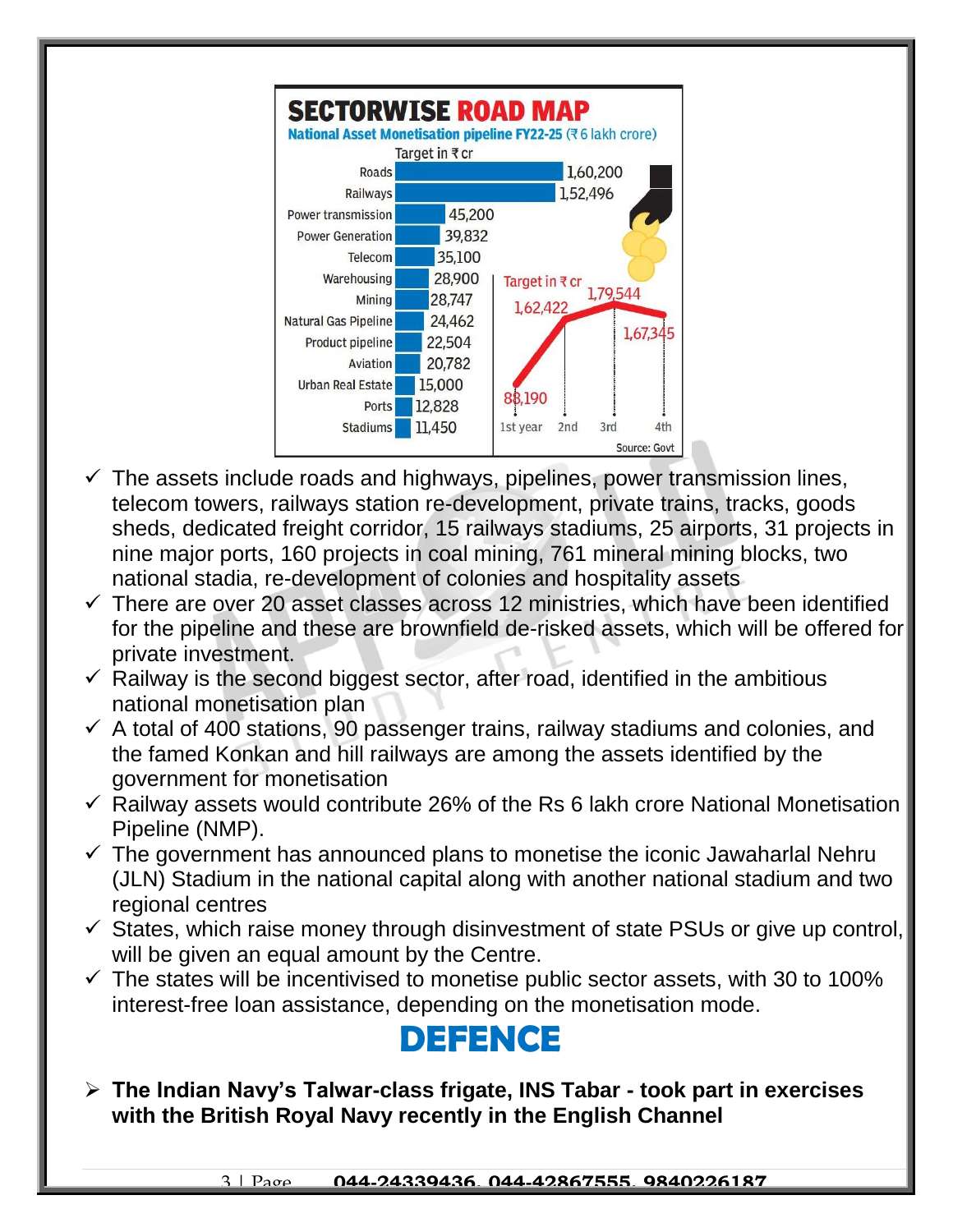## SECTORWISE ROAD MAP

**National Asset Monetisation pipeline FY22-25 (₹ 6 lakh crore)**

Target in ₹ cr

| Sector | Target in ₹ cr |
| --- | --- |
| Roads | 1,60,200 |
| Railways | 1,52,496 |
| Power transmission | 45,200 |
| Power Generation | 39,832 |
| Telecom | 35,100 |
| Warehousing | 28,900 |
| Mining | 28,747 |
| Natural Gas Pipeline | 24,462 |
| Product pipeline | 22,504 |
| Aviation | 20,782 |
| Urban Real Estate | 15,000 |
| Ports | 12,828 |
| Stadiums | 11,450 |

Target in ₹ cr

| Year | Target in ₹ cr |
| --- | --- |
| 1st year | 88,190 |
| 2nd | 1,62,422 |
| 3rd | 1,79,544 |
| 4th | 1,67,345 |

Source: Govt

- ✓ The assets include roads and highways, pipelines, power transmission lines, telecom towers, railways station re-development, private trains, tracks, goods sheds, dedicated freight corridor, 15 railways stadiums, 25 airports, 31 projects in nine major ports, 160 projects in coal mining, 761 mineral mining blocks, two national stadia, re-development of colonies and hospitality assets
- ✓ There are over 20 asset classes across 12 ministries, which have been identified for the pipeline and these are brownfield de-risked assets, which will be offered for private investment.
- ✓ Railway is the second biggest sector, after road, identified in the ambitious national monetisation plan
- ✓ A total of 400 stations, 90 passenger trains, railway stadiums and colonies, and the famed Konkan and hill railways are among the assets identified by the government for monetisation
- ✓ Railway assets would contribute 26% of the Rs 6 lakh crore National Monetisation Pipeline (NMP).
- ✓ The government has announced plans to monetise the iconic Jawaharlal Nehru (JLN) Stadium in the national capital along with another national stadium and two regional centres
- ✓ States, which raise money through disinvestment of state PSUs or give up control, will be given an equal amount by the Centre.
- ✓ The states will be incentivised to monetise public sector assets, with 30 to 100% interest-free loan assistance, depending on the monetisation mode.

# DEFENCE

- **The Indian Navy's Talwar-class frigate, INS Tabar - took part in exercises with the British Royal Navy recently in the English Channel**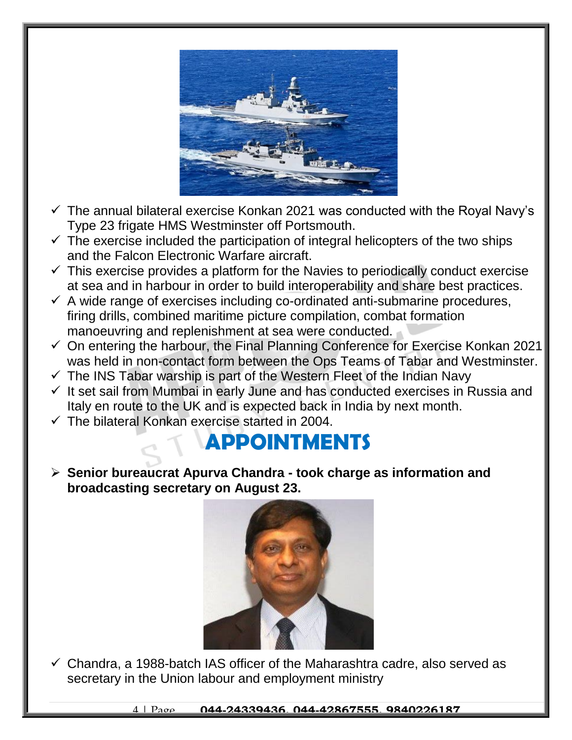- ✓ The annual bilateral exercise Konkan 2021 was conducted with the Royal Navy's Type 23 frigate HMS Westminster off Portsmouth.
- ✓ The exercise included the participation of integral helicopters of the two ships and the Falcon Electronic Warfare aircraft.
- ✓ This exercise provides a platform for the Navies to periodically conduct exercise at sea and in harbour in order to build interoperability and share best practices.
- ✓ A wide range of exercises including co-ordinated anti-submarine procedures, firing drills, combined maritime picture compilation, combat formation manoeuvring and replenishment at sea were conducted.
- ✓ On entering the harbour, the Final Planning Conference for Exercise Konkan 2021 was held in non-contact form between the Ops Teams of Tabar and Westminster.
- ✓ The INS Tabar warship is part of the Western Fleet of the Indian Navy
- ✓ It set sail from Mumbai in early June and has conducted exercises in Russia and Italy en route to the UK and is expected back in India by next month.
- ✓ The bilateral Konkan exercise started in 2004.

# APPOINTMENTS

- **Senior bureaucrat Apurva Chandra - took charge as information and broadcasting secretary on August 23.**

- ✓ Chandra, a 1988-batch IAS officer of the Maharashtra cadre, also served as secretary in the Union labour and employment ministry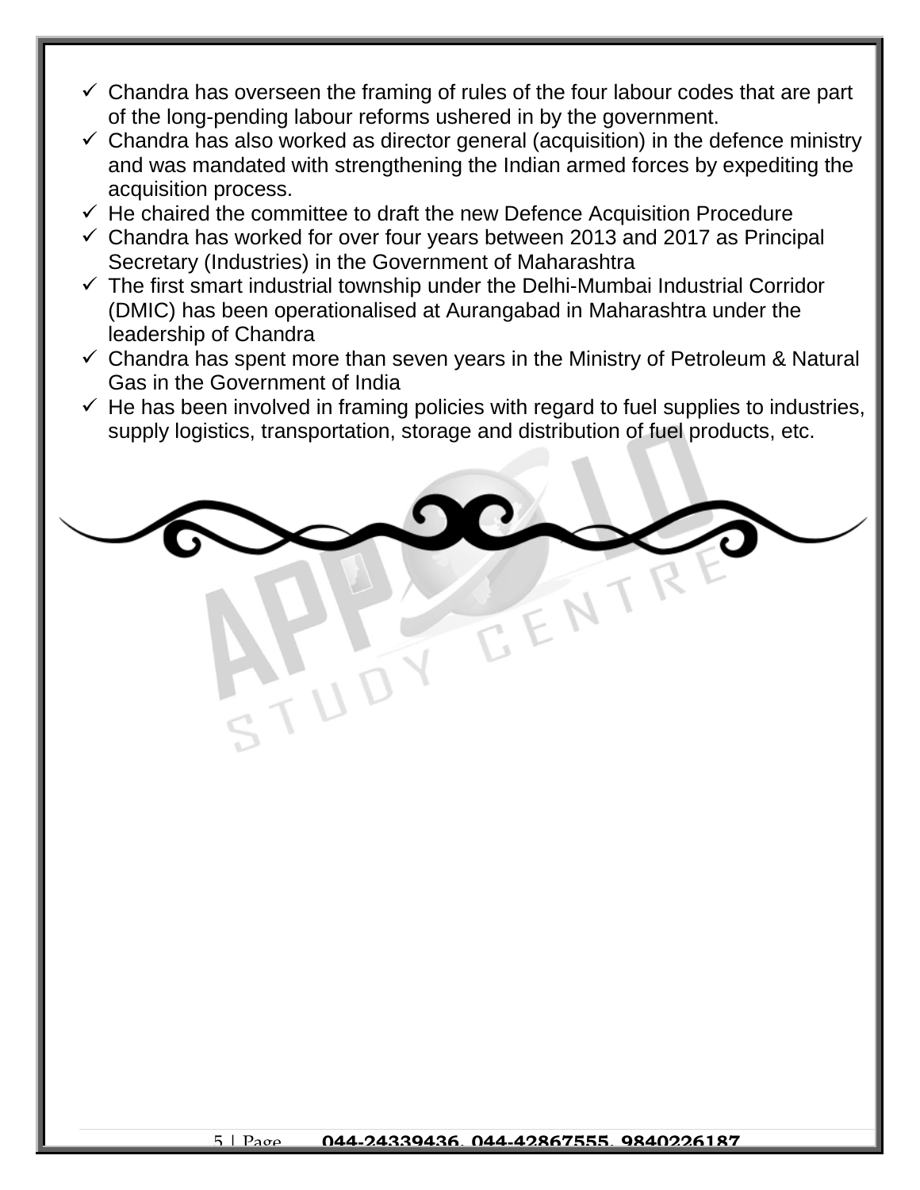- Chandra has overseen the framing of rules of the four labour codes that are part of the long-pending labour reforms ushered in by the government.
- Chandra has also worked as director general (acquisition) in the defence ministry and was mandated with strengthening the Indian armed forces by expediting the acquisition process.
- He chaired the committee to draft the new Defence Acquisition Procedure
- Chandra has worked for over four years between 2013 and 2017 as Principal Secretary (Industries) in the Government of Maharashtra
- The first smart industrial township under the Delhi-Mumbai Industrial Corridor (DMIC) has been operationalised at Aurangabad in Maharashtra under the leadership of Chandra
- Chandra has spent more than seven years in the Ministry of Petroleum & Natural Gas in the Government of India
- He has been involved in framing policies with regard to fuel supplies to industries, supply logistics, transportation, storage and distribution of fuel products, etc.